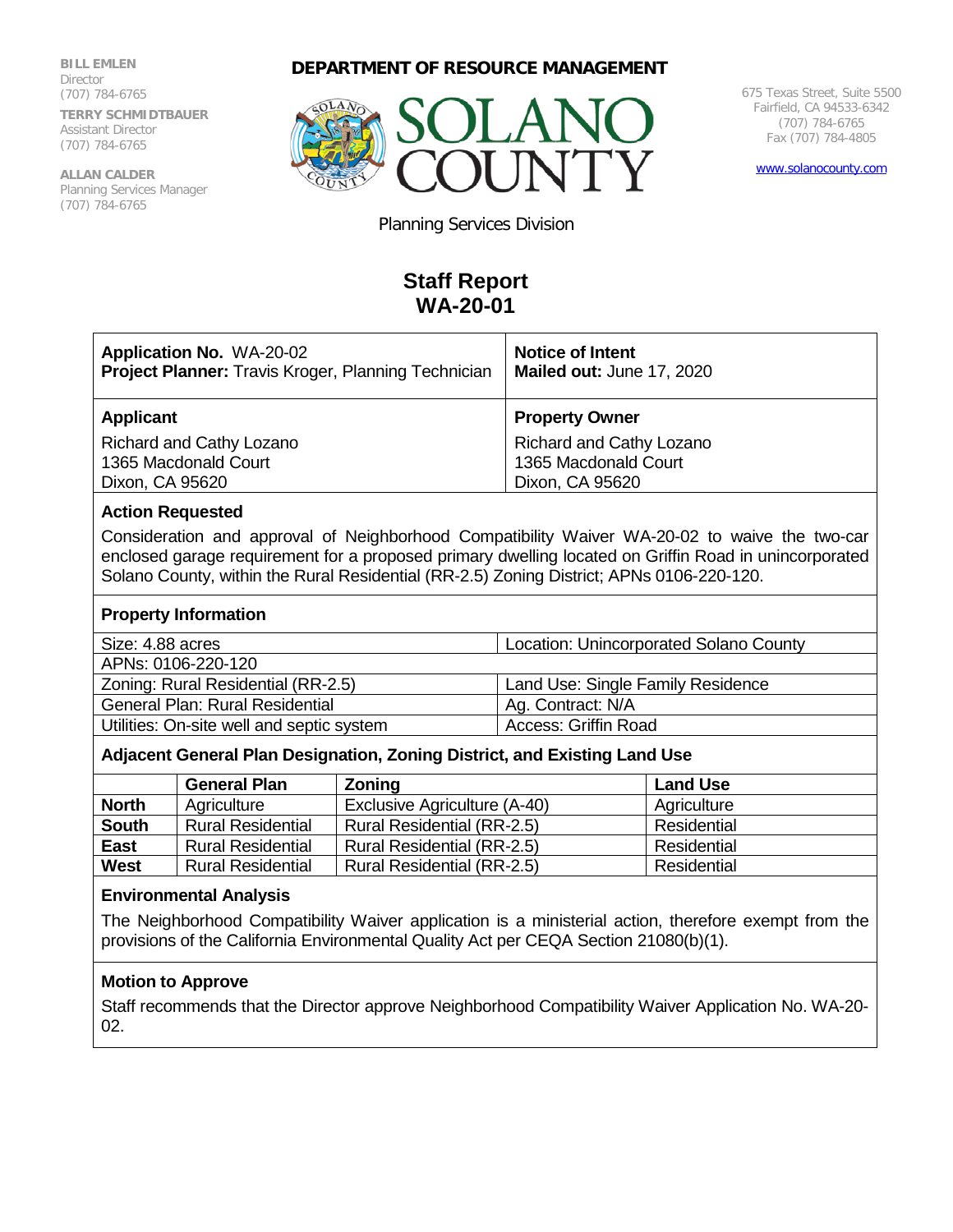BILL EMLEN
Director
(707) 784-6765

TERRY SCHMIDTBAUER
Assistant Director
(707) 784-6765

ALLAN CALDER
Planning Services Manager
(707) 784-6765

**DEPARTMENT OF RESOURCE MANAGEMENT**

SOLANO COUNTY

675 Texas Street, Suite 5500
Fairfield, CA 94533-6342
(707) 784-6765
Fax (707) 784-4805

www.solanocounty.com

Planning Services Division

# Staff Report
# WA-20-01

| **Application No.** WA-20-02<br>**Project Planner:** Travis Kroger, Planning Technician | **Notice of Intent**<br>**Mailed out:** June 17, 2020 |
|---|---|
| **Applicant**<br>Richard and Cathy Lozano<br>1365 Macdonald Court<br>Dixon, CA 95620 | **Property Owner**<br>Richard and Cathy Lozano<br>1365 Macdonald Court<br>Dixon, CA 95620 |

**Action Requested**

Consideration and approval of Neighborhood Compatibility Waiver WA-20-02 to waive the two-car enclosed garage requirement for a proposed primary dwelling located on Griffin Road in unincorporated Solano County, within the Rural Residential (RR-2.5) Zoning District; APNs 0106-220-120.

**Property Information**

| Size: 4.88 acres | Location: Unincorporated Solano County |
|---|---|
| APNs: 0106-220-120 | |
| Zoning: Rural Residential (RR-2.5) | Land Use: Single Family Residence |
| General Plan: Rural Residential | Ag. Contract: N/A |
| Utilities: On-site well and septic system | Access: Griffin Road |

**Adjacent General Plan Designation, Zoning District, and Existing Land Use**

| | General Plan | Zoning | Land Use |
|---|---|---|---|
| **North** | Agriculture | Exclusive Agriculture (A-40) | Agriculture |
| **South** | Rural Residential | Rural Residential (RR-2.5) | Residential |
| **East** | Rural Residential | Rural Residential (RR-2.5) | Residential |
| **West** | Rural Residential | Rural Residential (RR-2.5) | Residential |

**Environmental Analysis**

The Neighborhood Compatibility Waiver application is a ministerial action, therefore exempt from the provisions of the California Environmental Quality Act per CEQA Section 21080(b)(1).

**Motion to Approve**

Staff recommends that the Director approve Neighborhood Compatibility Waiver Application No. WA-20-02.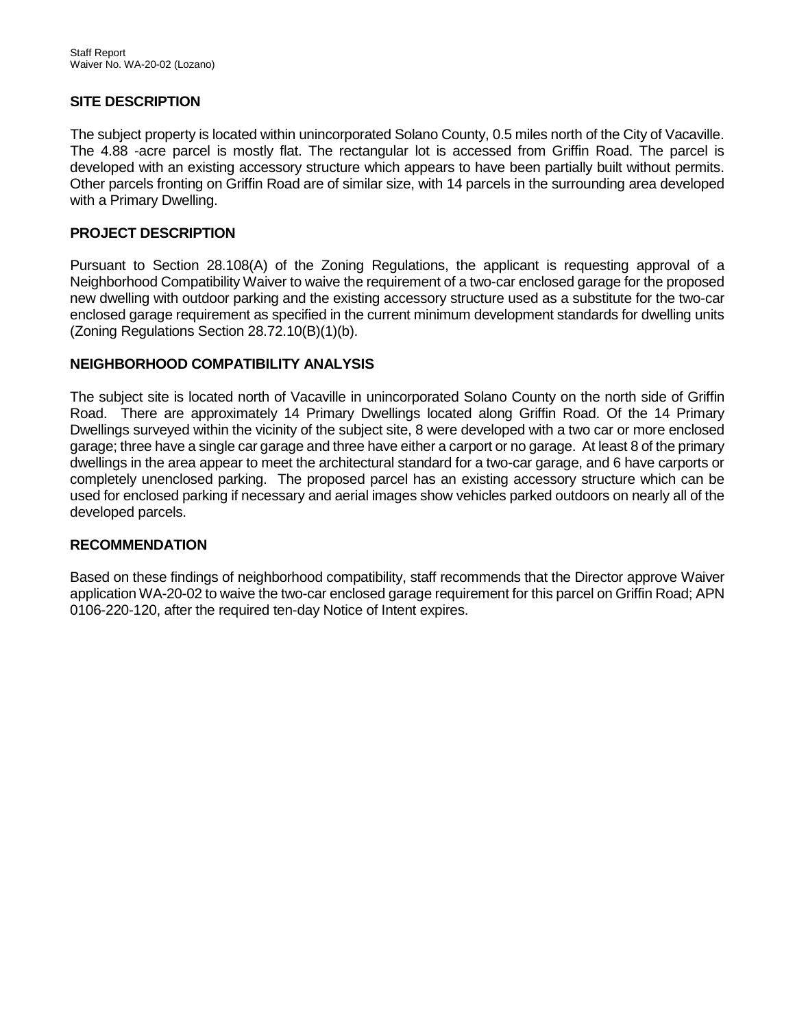## SITE DESCRIPTION

The subject property is located within unincorporated Solano County, 0.5 miles north of the City of Vacaville. The 4.88 -acre parcel is mostly flat. The rectangular lot is accessed from Griffin Road. The parcel is developed with an existing accessory structure which appears to have been partially built without permits. Other parcels fronting on Griffin Road are of similar size, with 14 parcels in the surrounding area developed with a Primary Dwelling.

## PROJECT DESCRIPTION

Pursuant to Section 28.108(A) of the Zoning Regulations, the applicant is requesting approval of a Neighborhood Compatibility Waiver to waive the requirement of a two-car enclosed garage for the proposed new dwelling with outdoor parking and the existing accessory structure used as a substitute for the two-car enclosed garage requirement as specified in the current minimum development standards for dwelling units (Zoning Regulations Section 28.72.10(B)(1)(b).

## NEIGHBORHOOD COMPATIBILITY ANALYSIS

The subject site is located north of Vacaville in unincorporated Solano County on the north side of Griffin Road. There are approximately 14 Primary Dwellings located along Griffin Road. Of the 14 Primary Dwellings surveyed within the vicinity of the subject site, 8 were developed with a two car or more enclosed garage; three have a single car garage and three have either a carport or no garage. At least 8 of the primary dwellings in the area appear to meet the architectural standard for a two-car garage, and 6 have carports or completely unenclosed parking. The proposed parcel has an existing accessory structure which can be used for enclosed parking if necessary and aerial images show vehicles parked outdoors on nearly all of the developed parcels.

## RECOMMENDATION

Based on these findings of neighborhood compatibility, staff recommends that the Director approve Waiver application WA-20-02 to waive the two-car enclosed garage requirement for this parcel on Griffin Road; APN 0106-220-120, after the required ten-day Notice of Intent expires.